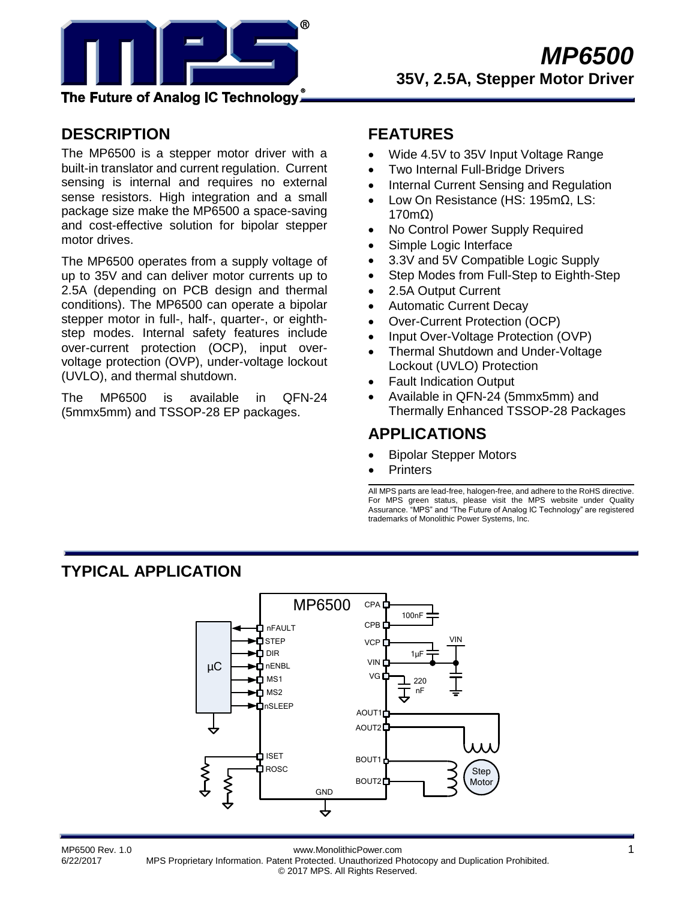# MP6500

## 35V, 2.5A, Stepper Motor Driver

The Future of Analog IC Technology

## DESCRIPTION

The MP6500 is a stepper motor driver with a built-in translator and current regulation. Current sensing is internal and requires no external sense resistors. High integration and a small package size make the MP6500 a space-saving and cost-effective solution for bipolar stepper motor drives.

The MP6500 operates from a supply voltage of up to 35V and can deliver motor currents up to 2.5A (depending on PCB design and thermal conditions). The MP6500 can operate a bipolar stepper motor in full-, half-, quarter-, or eighth-step modes. Internal safety features include over-current protection (OCP), input over-voltage protection (OVP), under-voltage lockout (UVLO), and thermal shutdown.

The MP6500 is available in QFN-24 (5mmx5mm) and TSSOP-28 EP packages.

## FEATURES

- Wide 4.5V to 35V Input Voltage Range
- Two Internal Full-Bridge Drivers
- Internal Current Sensing and Regulation
- Low On Resistance (HS: 195mΩ, LS: 170mΩ)
- No Control Power Supply Required
- Simple Logic Interface
- 3.3V and 5V Compatible Logic Supply
- Step Modes from Full-Step to Eighth-Step
- 2.5A Output Current
- Automatic Current Decay
- Over-Current Protection (OCP)
- Input Over-Voltage Protection (OVP)
- Thermal Shutdown and Under-Voltage Lockout (UVLO) Protection
- Fault Indication Output
- Available in QFN-24 (5mmx5mm) and Thermally Enhanced TSSOP-28 Packages

## APPLICATIONS

- Bipolar Stepper Motors
- Printers

All MPS parts are lead-free, halogen-free, and adhere to the RoHS directive. For MPS green status, please visit the MPS website under Quality Assurance. "MPS" and "The Future of Analog IC Technology" are registered trademarks of Monolithic Power Systems, Inc.

## TYPICAL APPLICATION

MP6500 μC nFAULT STEP DIR nENBL MS1 MS2 nSLEEP ISET ROSC GND CPA CPB VCP VIN VG 100nF 1μF 220 nF VIN AOUT1 AOUT2 BOUT1 BOUT2 Step Motor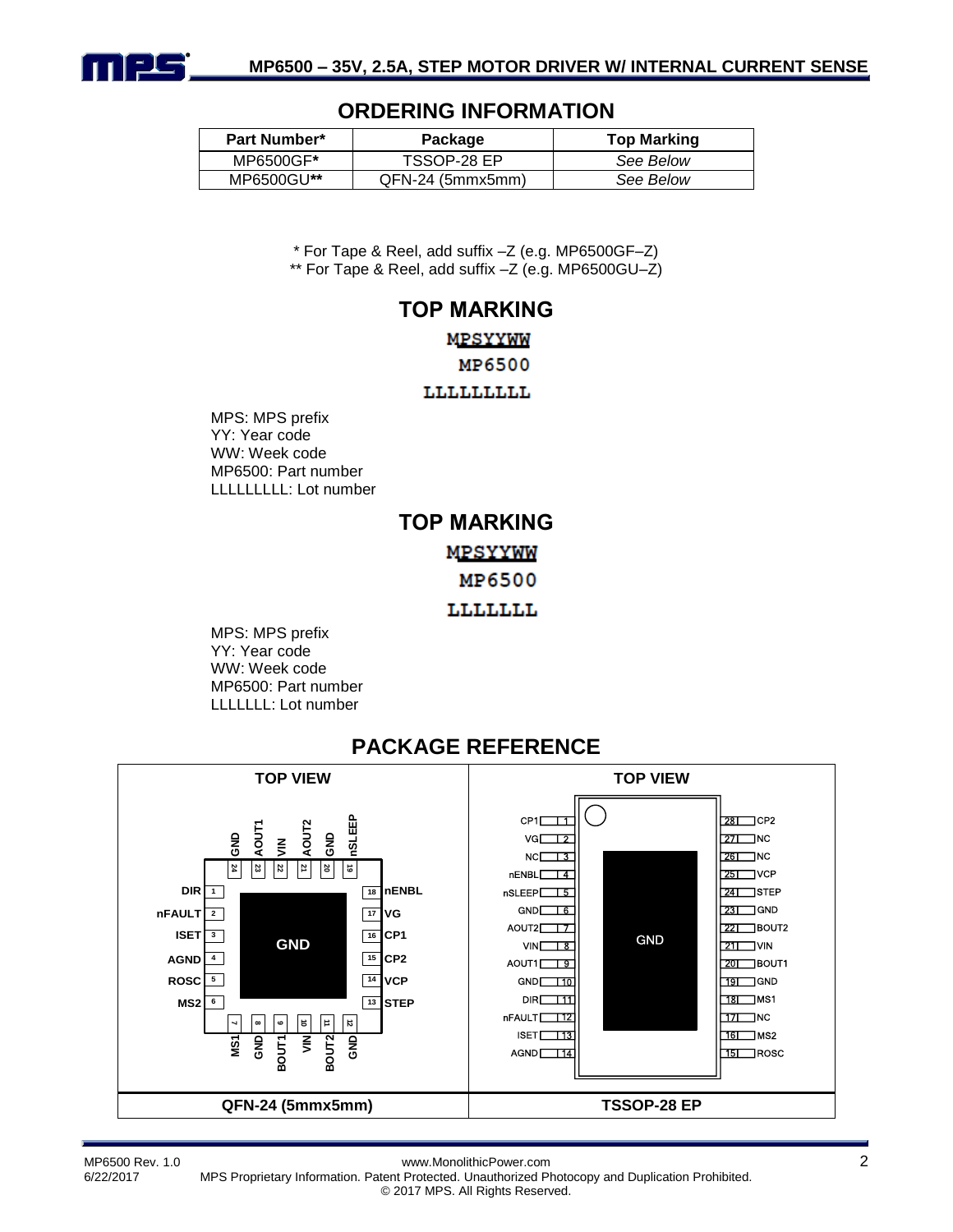## ORDERING INFORMATION

| Part Number* | Package | Top Marking |
|---|---|---|
| MP6500GF* | TSSOP-28 EP | *See Below* |
| MP6500GU** | QFN-24 (5mmx5mm) | *See Below* |

\* For Tape & Reel, add suffix –Z (e.g. MP6500GF–Z)
\*\* For Tape & Reel, add suffix –Z (e.g. MP6500GU–Z)

## TOP MARKING

MPSYYWW
MP6500
LLLLLLLLL

MPS: MPS prefix
YY: Year code
WW: Week code
MP6500: Part number
LLLLLLLLL: Lot number

## TOP MARKING

MPSYYWW
MP6500
LLLLLLL

MPS: MPS prefix
YY: Year code
WW: Week code
MP6500: Part number
LLLLLLL: Lot number

## PACKAGE REFERENCE

| TOP VIEW | TOP VIEW |
|---|---|
| QFN-24 (5mmx5mm) | TSSOP-28 EP |

**QFN-24 (5mmx5mm) pinout (TOP VIEW):** Exposed pad: GND

| Pin | Name | Pin | Name |
|---|---|---|---|
| 1 | DIR | 13 | STEP |
| 2 | nFAULT | 14 | VCP |
| 3 | ISET | 15 | CP2 |
| 4 | AGND | 16 | CP1 |
| 5 | ROSC | 17 | VG |
| 6 | MS2 | 18 | nENBL |
| 7 | MS1 | 19 | nSLEEP |
| 8 | GND | 20 | GND |
| 9 | BOUT1 | 21 | AOUT2 |
| 10 | VIN | 22 | VIN |
| 11 | BOUT2 | 23 | AOUT1 |
| 12 | GND | 24 | GND |

**TSSOP-28 EP pinout (TOP VIEW):** Exposed pad: GND

| Pin | Name | Pin | Name |
|---|---|---|---|
| 1 | CP1 | 28 | CP2 |
| 2 | VG | 27 | NC |
| 3 | NC | 26 | NC |
| 4 | nENBL | 25 | VCP |
| 5 | nSLEEP | 24 | STEP |
| 6 | GND | 23 | GND |
| 7 | AOUT2 | 22 | BOUT2 |
| 8 | VIN | 21 | VIN |
| 9 | AOUT1 | 20 | BOUT1 |
| 10 | GND | 19 | GND |
| 11 | DIR | 18 | MS1 |
| 12 | nFAULT | 17 | NC |
| 13 | ISET | 16 | MS2 |
| 14 | AGND | 15 | ROSC |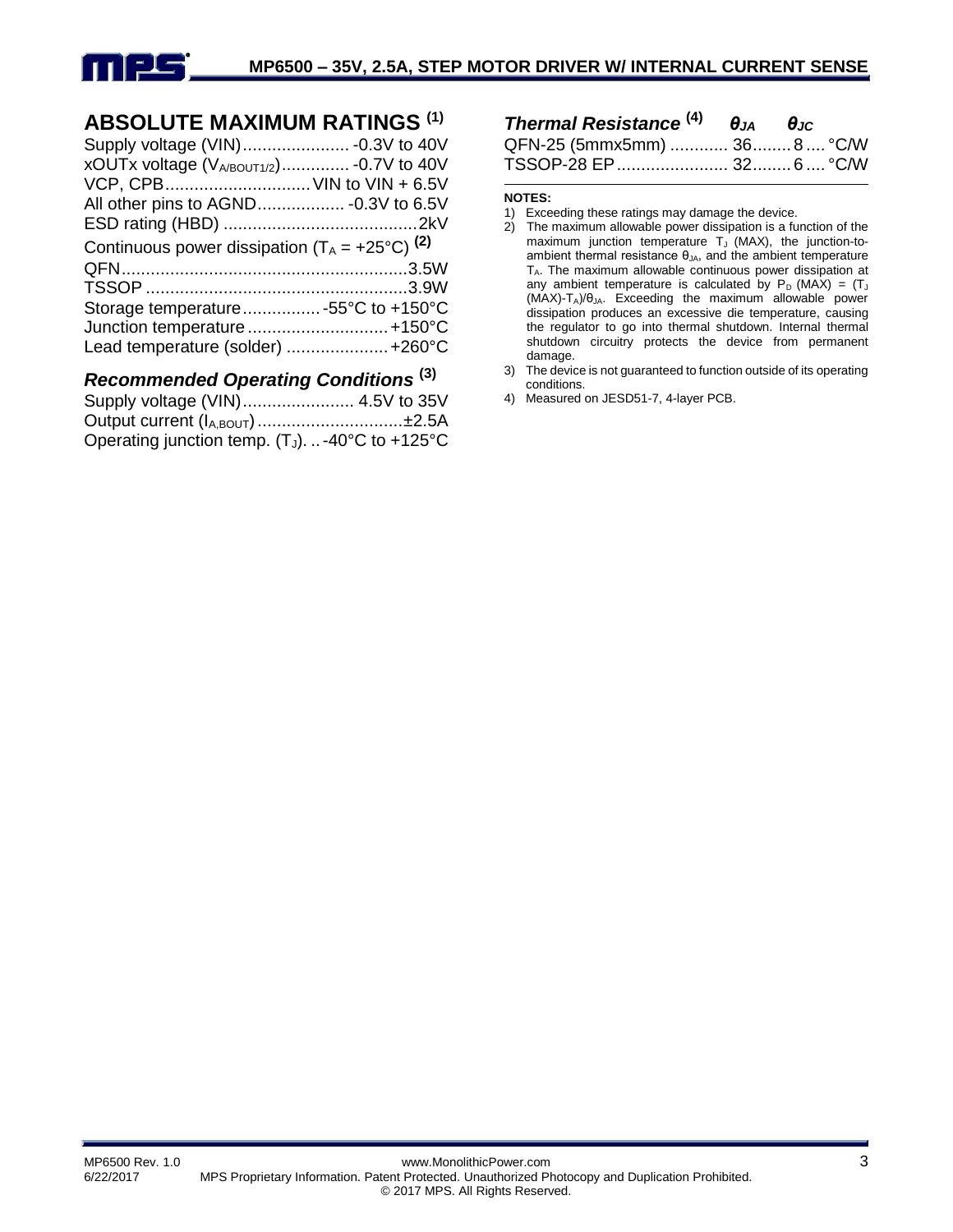## ABSOLUTE MAXIMUM RATINGS [(1)]

Supply voltage (VIN) ...................... -0.3V to 40V
xOUTx voltage ($V_{A/BOUT1/2}$) .............. -0.7V to 40V
VCP, CPB .............................. VIN to VIN + 6.5V
All other pins to AGND .................. -0.3V to 6.5V
ESD rating (HBD) ........................................ 2kV
Continuous power dissipation ($T_A$ = +25°C) [(2)]
QFN ........................................................... 3.5W
TSSOP ...................................................... 3.9W
Storage temperature ................ -55°C to +150°C
Junction temperature ............................. +150°C
Lead temperature (solder) ..................... +260°C

### *Recommended Operating Conditions* [(3)]

Supply voltage (VIN) ....................... 4.5V to 35V
Output current ($I_{A,BOUT}$) .............................. ±2.5A
Operating junction temp. ($T_J$). .. -40°C to +125°C

### *Thermal Resistance* [(4)]

| | $\theta_{JA}$ | $\theta_{JC}$ | |
|---|---|---|---|
| QFN-25 (5mmx5mm) | 36 | 8 | °C/W |
| TSSOP-28 EP | 32 | 6 | °C/W |

**NOTES:**

1) Exceeding these ratings may damage the device.
2) The maximum allowable power dissipation is a function of the maximum junction temperature $T_J$ (MAX), the junction-to-ambient thermal resistance $\theta_{JA}$, and the ambient temperature $T_A$. The maximum allowable continuous power dissipation at any ambient temperature is calculated by $P_D$ (MAX) = ($T_J$ (MAX)-$T_A$)/$\theta_{JA}$. Exceeding the maximum allowable power dissipation produces an excessive die temperature, causing the regulator to go into thermal shutdown. Internal thermal shutdown circuitry protects the device from permanent damage.
3) The device is not guaranteed to function outside of its operating conditions.
4) Measured on JESD51-7, 4-layer PCB.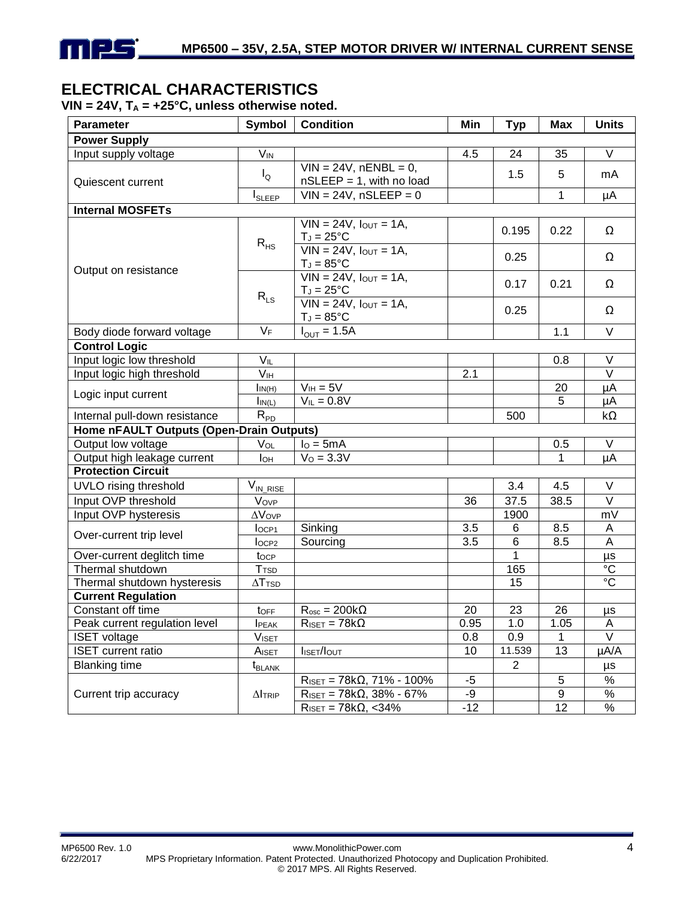## ELECTRICAL CHARACTERISTICS

**VIN = 24V, $T_A$ = +25°C, unless otherwise noted.**

| Parameter | Symbol | Condition | Min | Typ | Max | Units |
|---|---|---|---|---|---|---|
| **Power Supply** | | | | | | |
| Input supply voltage | $V_{IN}$ | | 4.5 | 24 | 35 | V |
| Quiescent current | $I_Q$ | VIN = 24V, nENBL = 0, nSLEEP = 1, with no load | | 1.5 | 5 | mA |
| | $I_{SLEEP}$ | VIN = 24V, nSLEEP = 0 | | | 1 | µA |
| **Internal MOSFETs** | | | | | | |
| Output on resistance | $R_{HS}$ | VIN = 24V, $I_{OUT}$ = 1A, $T_J$ = 25°C | | 0.195 | 0.22 | Ω |
| | | VIN = 24V, $I_{OUT}$ = 1A, $T_J$ = 85°C | | 0.25 | | Ω |
| | $R_{LS}$ | VIN = 24V, $I_{OUT}$ = 1A, $T_J$ = 25°C | | 0.17 | 0.21 | Ω |
| | | VIN = 24V, $I_{OUT}$ = 1A, $T_J$ = 85°C | | 0.25 | | Ω |
| Body diode forward voltage | $V_F$ | $I_{OUT}$ = 1.5A | | | 1.1 | V |
| **Control Logic** | | | | | | |
| Input logic low threshold | $V_{IL}$ | | | | 0.8 | V |
| Input logic high threshold | $V_{IH}$ | | 2.1 | | | V |
| Logic input current | $I_{IN(H)}$ | $V_{IH}$ = 5V | | | 20 | µA |
| | $I_{IN(L)}$ | $V_{IL}$ = 0.8V | | | 5 | µA |
| Internal pull-down resistance | $R_{PD}$ | | | 500 | | kΩ |
| **Home nFAULT Outputs (Open-Drain Outputs)** | | | | | | |
| Output low voltage | $V_{OL}$ | $I_O$ = 5mA | | | 0.5 | V |
| Output high leakage current | $I_{OH}$ | $V_O$ = 3.3V | | | 1 | µA |
| **Protection Circuit** | | | | | | |
| UVLO rising threshold | $V_{IN\_RISE}$ | | | 3.4 | 4.5 | V |
| Input OVP threshold | $V_{OVP}$ | | 36 | 37.5 | 38.5 | V |
| Input OVP hysteresis | $\Delta V_{OVP}$ | | | 1900 | | mV |
| Over-current trip level | $I_{OCP1}$ | Sinking | 3.5 | 6 | 8.5 | A |
| | $I_{OCP2}$ | Sourcing | 3.5 | 6 | 8.5 | A |
| Over-current deglitch time | $t_{OCP}$ | | | 1 | | µs |
| Thermal shutdown | $T_{TSD}$ | | | 165 | | °C |
| Thermal shutdown hysteresis | $\Delta T_{TSD}$ | | | 15 | | °C |
| **Current Regulation** | | | | | | |
| Constant off time | $t_{OFF}$ | $R_{osc}$ = 200kΩ | 20 | 23 | 26 | µs |
| Peak current regulation level | $I_{PEAK}$ | $R_{ISET}$ = 78kΩ | 0.95 | 1.0 | 1.05 | A |
| ISET voltage | $V_{ISET}$ | | 0.8 | 0.9 | 1 | V |
| ISET current ratio | $A_{ISET}$ | $I_{ISET}/I_{OUT}$ | 10 | 11.539 | 13 | µA/A |
| Blanking time | $t_{BLANK}$ | | | 2 | | µs |
| Current trip accuracy | $\Delta I_{TRIP}$ | $R_{ISET}$ = 78kΩ, 71% - 100% | -5 | | 5 | % |
| | | $R_{ISET}$ = 78kΩ, 38% - 67% | -9 | | 9 | % |
| | | $R_{ISET}$ = 78kΩ, <34% | -12 | | 12 | % |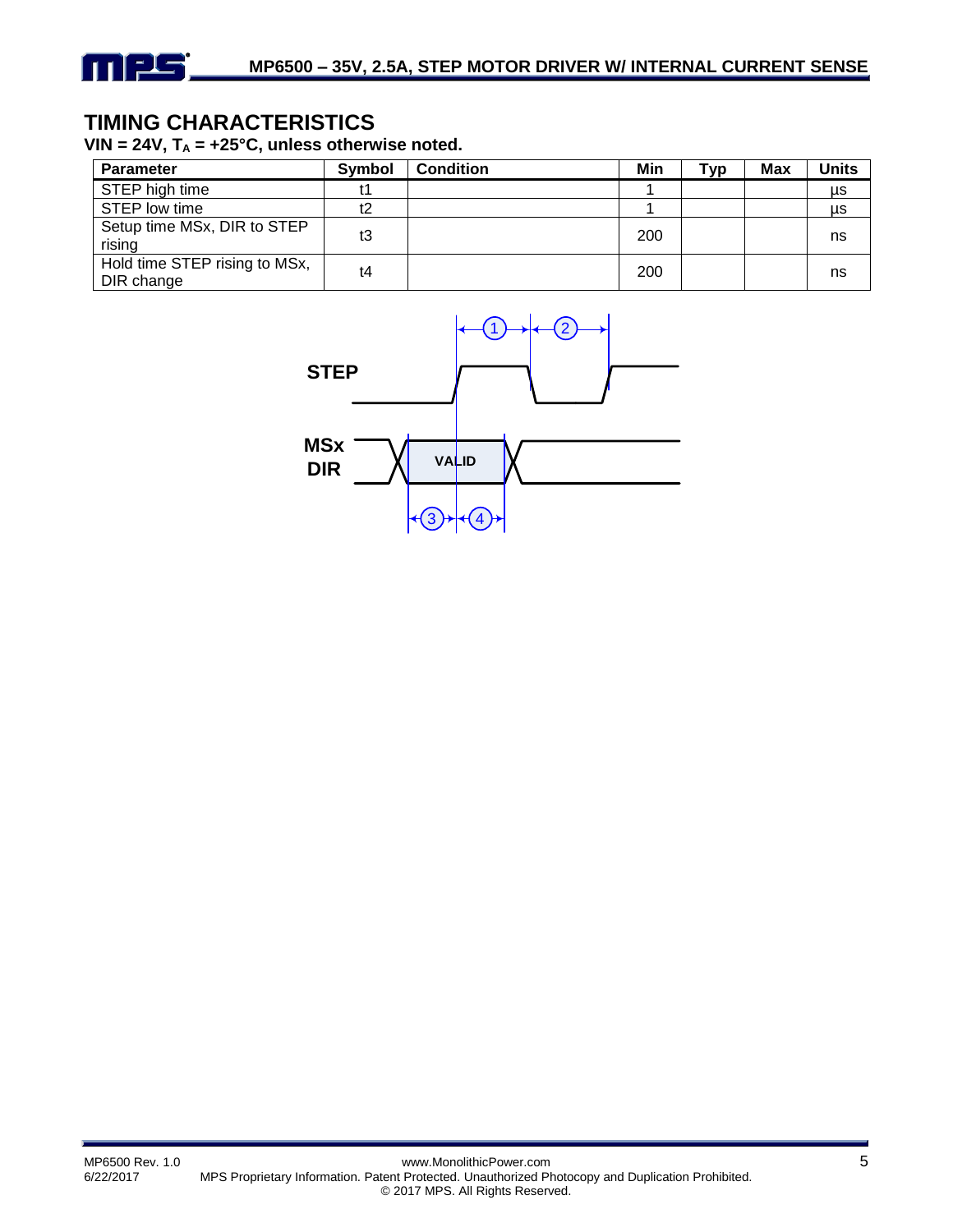## TIMING CHARACTERISTICS

**VIN = 24V, $T_A$ = +25°C, unless otherwise noted.**

| Parameter | Symbol | Condition | Min | Typ | Max | Units |
|---|---|---|---|---|---|---|
| STEP high time | t1 | | 1 | | | µs |
| STEP low time | t2 | | 1 | | | µs |
| Setup time MSx, DIR to STEP rising | t3 | | 200 | | | ns |
| Hold time STEP rising to MSx, DIR change | t4 | | 200 | | | ns |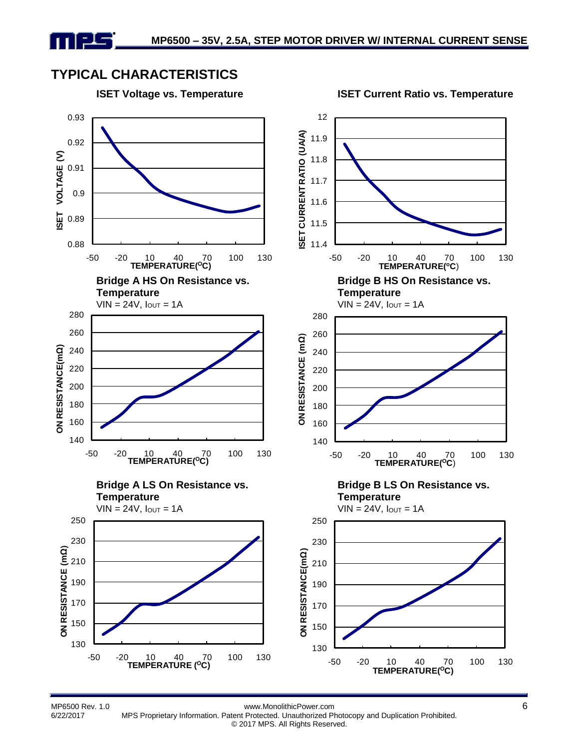## TYPICAL CHARACTERISTICS

**ISET Voltage vs. Temperature**

**ISET Current Ratio vs. Temperature**

**Bridge A HS On Resistance vs. Temperature**

VIN = 24V, $I_{OUT}$ = 1A

**Bridge B HS On Resistance vs. Temperature**

VIN = 24V, $I_{OUT}$ = 1A

**Bridge A LS On Resistance vs. Temperature**

VIN = 24V, $I_{OUT}$ = 1A

**Bridge B LS On Resistance vs. Temperature**

VIN = 24V, $I_{OUT}$ = 1A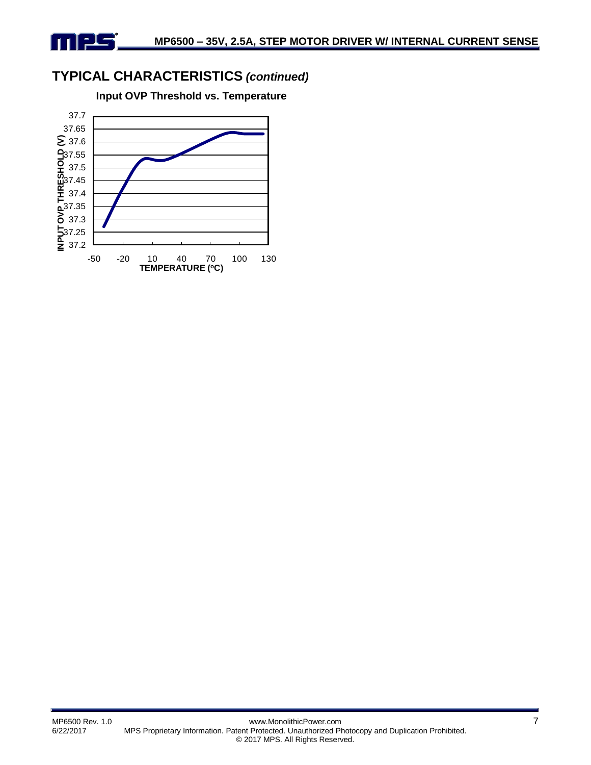## TYPICAL CHARACTERISTICS *(continued)*

**Input OVP Threshold vs. Temperature**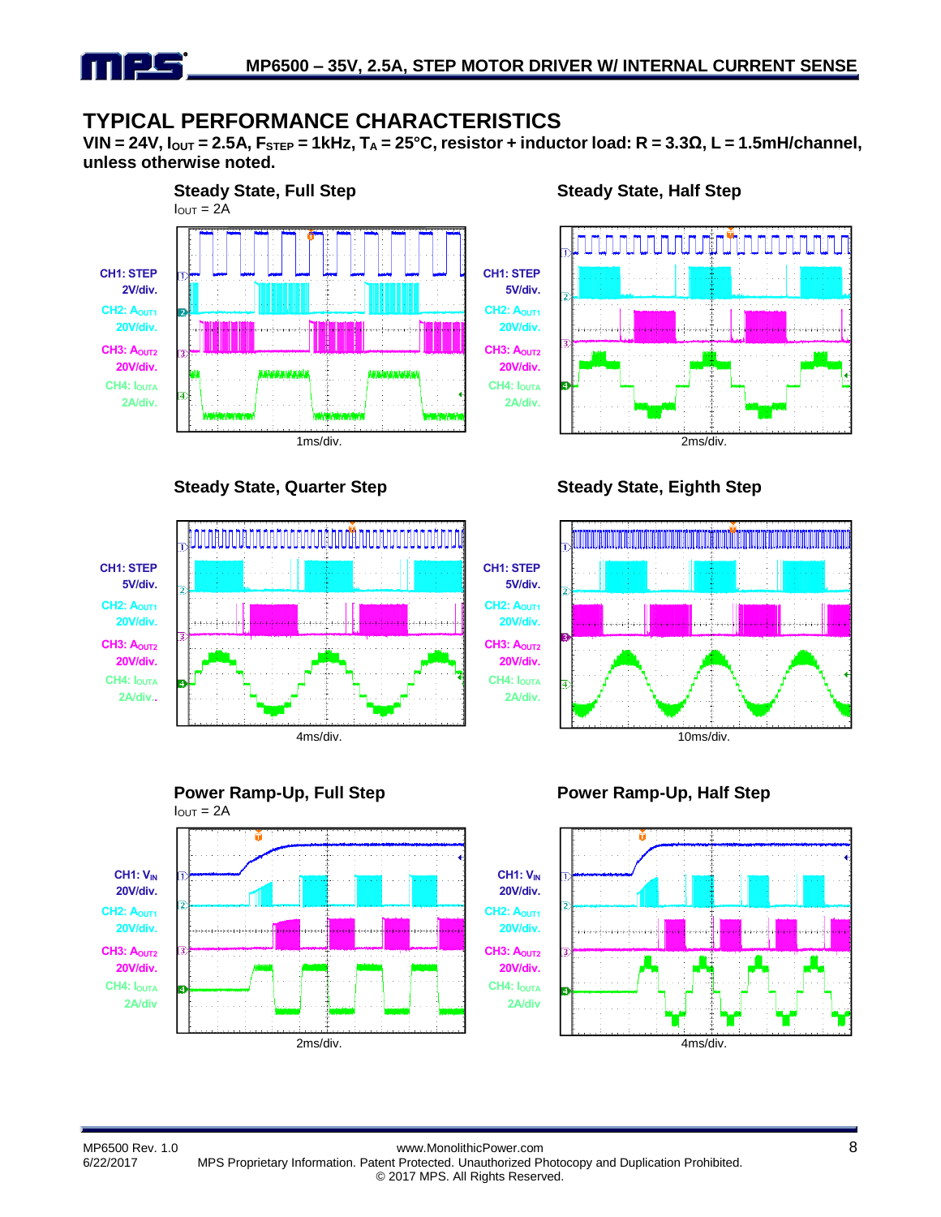## TYPICAL PERFORMANCE CHARACTERISTICS

**VIN = 24V, $I_{OUT}$ = 2.5A, $F_{STEP}$ = 1kHz, $T_A$ = 25°C, resistor + inductor load: R = 3.3Ω, L = 1.5mH/channel, unless otherwise noted.**

### Steady State, Full Step

$I_{OUT}$ = 2A

CH1: STEP 2V/div.
CH2: $A_{OUT1}$ 20V/div.
CH3: $A_{OUT2}$ 20V/div.
CH4: $I_{OUTA}$ 2A/div.

1ms/div.

### Steady State, Half Step

CH1: STEP 5V/div.
CH2: $A_{OUT1}$ 20V/div.
CH3: $A_{OUT2}$ 20V/div.
CH4: $I_{OUTA}$ 2A/div.

2ms/div.

### Steady State, Quarter Step

CH1: STEP 5V/div.
CH2: $A_{OUT1}$ 20V/div.
CH3: $A_{OUT2}$ 20V/div.
CH4: $I_{OUTA}$ 2A/div..

4ms/div.

### Steady State, Eighth Step

CH1: STEP 5V/div.
CH2: $A_{OUT1}$ 20V/div.
CH3: $A_{OUT2}$ 20V/div.
CH4: $I_{OUTA}$ 2A/div.

10ms/div.

### Power Ramp-Up, Full Step

$I_{OUT}$ = 2A

CH1: $V_{IN}$ 20V/div.
CH2: $A_{OUT1}$ 20V/div.
CH3: $A_{OUT2}$ 20V/div.
CH4: $I_{OUTA}$ 2A/div

2ms/div.

### Power Ramp-Up, Half Step

CH1: $V_{IN}$ 20V/div.
CH2: $A_{OUT1}$ 20V/div.
CH3: $A_{OUT2}$ 20V/div.
CH4: $I_{OUTA}$ 2A/div

4ms/div.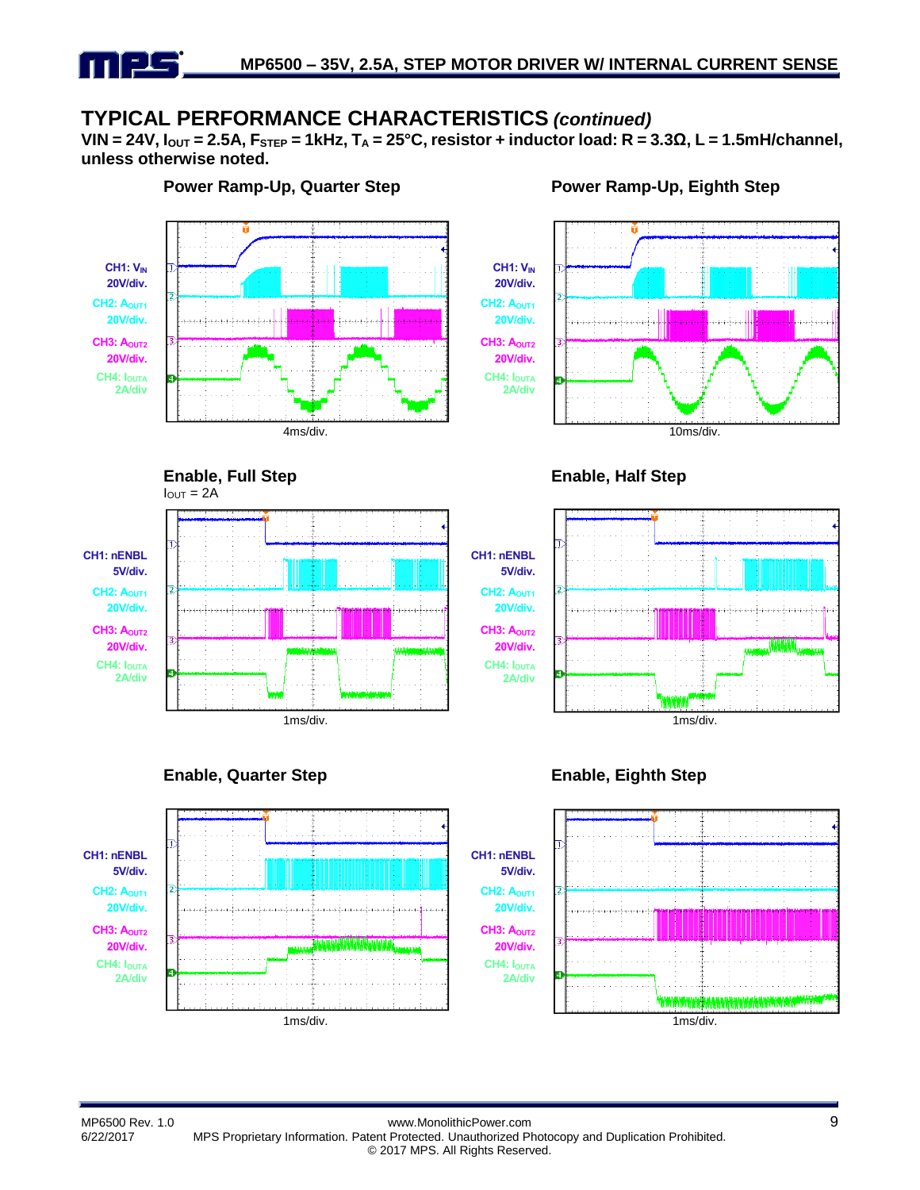## TYPICAL PERFORMANCE CHARACTERISTICS *(continued)*

**VIN = 24V, $I_{OUT}$ = 2.5A, $F_{STEP}$ = 1kHz, $T_A$ = 25°C, resistor + inductor load: R = 3.3Ω, L = 1.5mH/channel, unless otherwise noted.**

### Power Ramp-Up, Quarter Step

CH1: $V_{IN}$ 20V/div.
CH2: $A_{OUT1}$ 20V/div.
CH3: $A_{OUT2}$ 20V/div.
CH4: $I_{OUTA}$ 2A/div

4ms/div.

### Power Ramp-Up, Eighth Step

CH1: $V_{IN}$ 20V/div.
CH2: $A_{OUT1}$ 20V/div.
CH3: $A_{OUT2}$ 20V/div.
CH4: $I_{OUTA}$ 2A/div

10ms/div.

### Enable, Full Step

$I_{OUT}$ = 2A

CH1: nENBL 5V/div.
CH2: $A_{OUT1}$ 20V/div.
CH3: $A_{OUT2}$ 20V/div.
CH4: $I_{OUTA}$ 2A/div

1ms/div.

### Enable, Half Step

CH1: nENBL 5V/div.
CH2: $A_{OUT1}$ 20V/div.
CH3: $A_{OUT2}$ 20V/div.
CH4: $I_{OUTA}$ 2A/div

1ms/div.

### Enable, Quarter Step

CH1: nENBL 5V/div.
CH2: $A_{OUT1}$ 20V/div.
CH3: $A_{OUT2}$ 20V/div.
CH4: $I_{OUTA}$ 2A/div

1ms/div.

### Enable, Eighth Step

CH1: nENBL 5V/div.
CH2: $A_{OUT1}$ 20V/div.
CH3: $A_{OUT2}$ 20V/div.
CH4: $I_{OUTA}$ 2A/div

1ms/div.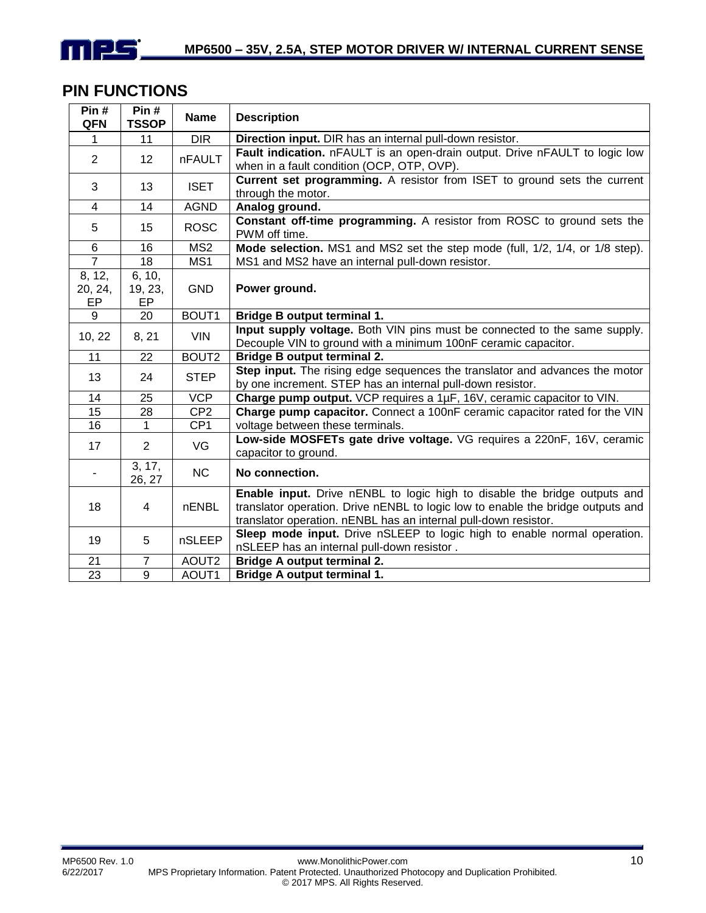## PIN FUNCTIONS

| Pin # QFN | Pin # TSSOP | Name | Description |
|---|---|---|---|
| 1 | 11 | DIR | **Direction input.** DIR has an internal pull-down resistor. |
| 2 | 12 | nFAULT | **Fault indication.** nFAULT is an open-drain output. Drive nFAULT to logic low when in a fault condition (OCP, OTP, OVP). |
| 3 | 13 | ISET | **Current set programming.** A resistor from ISET to ground sets the current through the motor. |
| 4 | 14 | AGND | **Analog ground.** |
| 5 | 15 | ROSC | **Constant off-time programming.** A resistor from ROSC to ground sets the PWM off time. |
| 6 | 16 | MS2 | **Mode selection.** MS1 and MS2 set the step mode (full, 1/2, 1/4, or 1/8 step). MS1 and MS2 have an internal pull-down resistor. |
| 7 | 18 | MS1 | |
| 8, 12, 20, 24, EP | 6, 10, 19, 23, EP | GND | **Power ground.** |
| 9 | 20 | BOUT1 | **Bridge B output terminal 1.** |
| 10, 22 | 8, 21 | VIN | **Input supply voltage.** Both VIN pins must be connected to the same supply. Decouple VIN to ground with a minimum 100nF ceramic capacitor. |
| 11 | 22 | BOUT2 | **Bridge B output terminal 2.** |
| 13 | 24 | STEP | **Step input.** The rising edge sequences the translator and advances the motor by one increment. STEP has an internal pull-down resistor. |
| 14 | 25 | VCP | **Charge pump output.** VCP requires a 1µF, 16V, ceramic capacitor to VIN. |
| 15 | 28 | CP2 | **Charge pump capacitor.** Connect a 100nF ceramic capacitor rated for the VIN voltage between these terminals. |
| 16 | 1 | CP1 | |
| 17 | 2 | VG | **Low-side MOSFETs gate drive voltage.** VG requires a 220nF, 16V, ceramic capacitor to ground. |
| - | 3, 17, 26, 27 | NC | **No connection.** |
| 18 | 4 | nENBL | **Enable input.** Drive nENBL to logic high to disable the bridge outputs and translator operation. Drive nENBL to logic low to enable the bridge outputs and translator operation. nENBL has an internal pull-down resistor. |
| 19 | 5 | nSLEEP | **Sleep mode input.** Drive nSLEEP to logic high to enable normal operation. nSLEEP has an internal pull-down resistor . |
| 21 | 7 | AOUT2 | **Bridge A output terminal 2.** |
| 23 | 9 | AOUT1 | **Bridge A output terminal 1.** |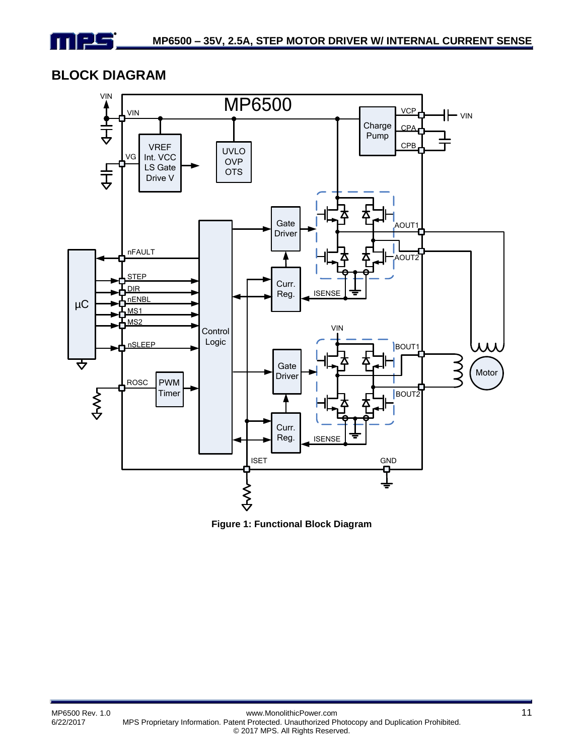## BLOCK DIAGRAM

Figure 1: Functional Block Diagram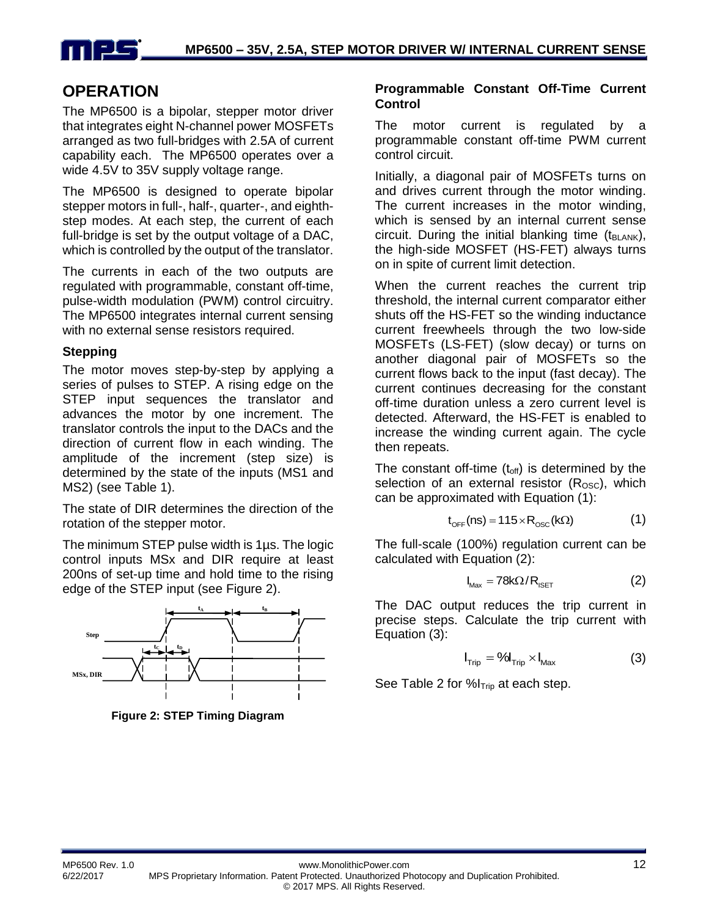## OPERATION

The MP6500 is a bipolar, stepper motor driver that integrates eight N-channel power MOSFETs arranged as two full-bridges with 2.5A of current capability each. The MP6500 operates over a wide 4.5V to 35V supply voltage range.

The MP6500 is designed to operate bipolar stepper motors in full-, half-, quarter-, and eighth-step modes. At each step, the current of each full-bridge is set by the output voltage of a DAC, which is controlled by the output of the translator.

The currents in each of the two outputs are regulated with programmable, constant off-time, pulse-width modulation (PWM) control circuitry. The MP6500 integrates internal current sensing with no external sense resistors required.

### Stepping

The motor moves step-by-step by applying a series of pulses to STEP. A rising edge on the STEP input sequences the translator and advances the motor by one increment. The translator controls the input to the DACs and the direction of current flow in each winding. The amplitude of the increment (step size) is determined by the state of the inputs (MS1 and MS2) (see Table 1).

The state of DIR determines the direction of the rotation of the stepper motor.

The minimum STEP pulse width is 1µs. The logic control inputs MSx and DIR require at least 200ns of set-up time and hold time to the rising edge of the STEP input (see Figure 2).

**Figure 2: STEP Timing Diagram**

### Programmable Constant Off-Time Current Control

The motor current is regulated by a programmable constant off-time PWM current control circuit.

Initially, a diagonal pair of MOSFETs turns on and drives current through the motor winding. The current increases in the motor winding, which is sensed by an internal current sense circuit. During the initial blanking time ($t_{BLANK}$), the high-side MOSFET (HS-FET) always turns on in spite of current limit detection.

When the current reaches the current trip threshold, the internal current comparator either shuts off the HS-FET so the winding inductance current freewheels through the two low-side MOSFETs (LS-FET) (slow decay) or turns on another diagonal pair of MOSFETs so the current flows back to the input (fast decay). The current continues decreasing for the constant off-time duration unless a zero current level is detected. Afterward, the HS-FET is enabled to increase the winding current again. The cycle then repeats.

The constant off-time ($t_{off}$) is determined by the selection of an external resistor ($R_{OSC}$), which can be approximated with Equation (1):

$$t_{OFF}(ns) = 115 \times R_{OSC}(k\Omega) \quad (1)$$

The full-scale (100%) regulation current can be calculated with Equation (2):

$$I_{Max} = 78k\Omega / R_{ISET} \quad (2)$$

The DAC output reduces the trip current in precise steps. Calculate the trip current with Equation (3):

$$I_{Trip} = \%I_{Trip} \times I_{Max} \quad (3)$$

See Table 2 for $\%I_{Trip}$ at each step.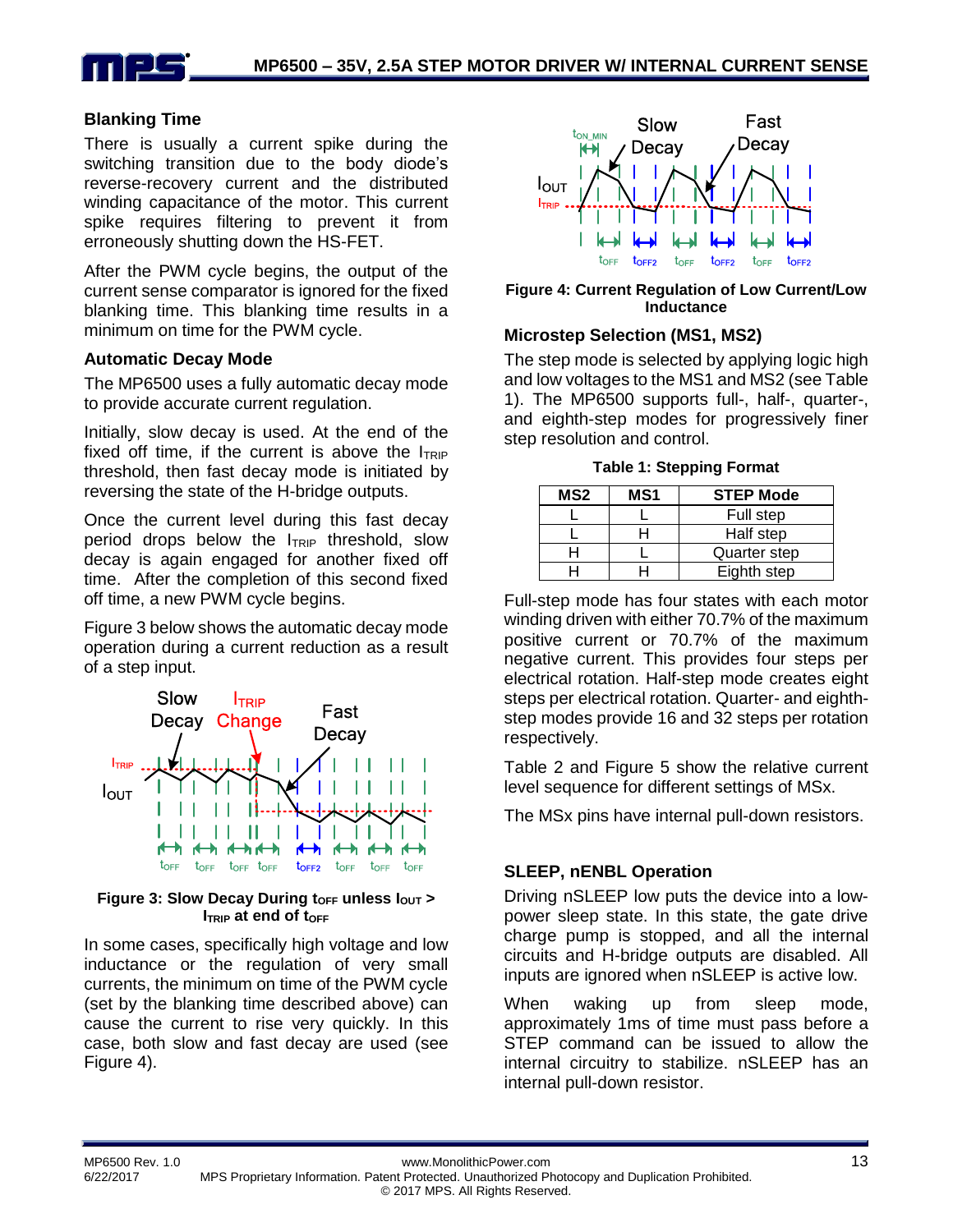### Blanking Time

There is usually a current spike during the switching transition due to the body diode's reverse-recovery current and the distributed winding capacitance of the motor. This current spike requires filtering to prevent it from erroneously shutting down the HS-FET.

After the PWM cycle begins, the output of the current sense comparator is ignored for the fixed blanking time. This blanking time results in a minimum on time for the PWM cycle.

### Automatic Decay Mode

The MP6500 uses a fully automatic decay mode to provide accurate current regulation.

Initially, slow decay is used. At the end of the fixed off time, if the current is above the $I_{TRIP}$ threshold, then fast decay mode is initiated by reversing the state of the H-bridge outputs.

Once the current level during this fast decay period drops below the $I_{TRIP}$ threshold, slow decay is again engaged for another fixed off time. After the completion of this second fixed off time, a new PWM cycle begins.

Figure 3 below shows the automatic decay mode operation during a current reduction as a result of a step input.

**Figure 3: Slow Decay During $t_{OFF}$ unless $I_{OUT}$ > $I_{TRIP}$ at end of $t_{OFF}$**

In some cases, specifically high voltage and low inductance or the regulation of very small currents, the minimum on time of the PWM cycle (set by the blanking time described above) can cause the current to rise very quickly. In this case, both slow and fast decay are used (see Figure 4).

**Figure 4: Current Regulation of Low Current/Low Inductance**

### Microstep Selection (MS1, MS2)

The step mode is selected by applying logic high and low voltages to the MS1 and MS2 (see Table 1). The MP6500 supports full-, half-, quarter-, and eighth-step modes for progressively finer step resolution and control.

**Table 1: Stepping Format**

| MS2 | MS1 | STEP Mode |
|---|---|---|
| L | L | Full step |
| L | H | Half step |
| H | L | Quarter step |
| H | H | Eighth step |

Full-step mode has four states with each motor winding driven with either 70.7% of the maximum positive current or 70.7% of the maximum negative current. This provides four steps per electrical rotation. Half-step mode creates eight steps per electrical rotation. Quarter- and eighth-step modes provide 16 and 32 steps per rotation respectively.

Table 2 and Figure 5 show the relative current level sequence for different settings of MSx.

The MSx pins have internal pull-down resistors.

### SLEEP, nENBL Operation

Driving nSLEEP low puts the device into a low-power sleep state. In this state, the gate drive charge pump is stopped, and all the internal circuits and H-bridge outputs are disabled. All inputs are ignored when nSLEEP is active low.

When waking up from sleep mode, approximately 1ms of time must pass before a STEP command can be issued to allow the internal circuitry to stabilize. nSLEEP has an internal pull-down resistor.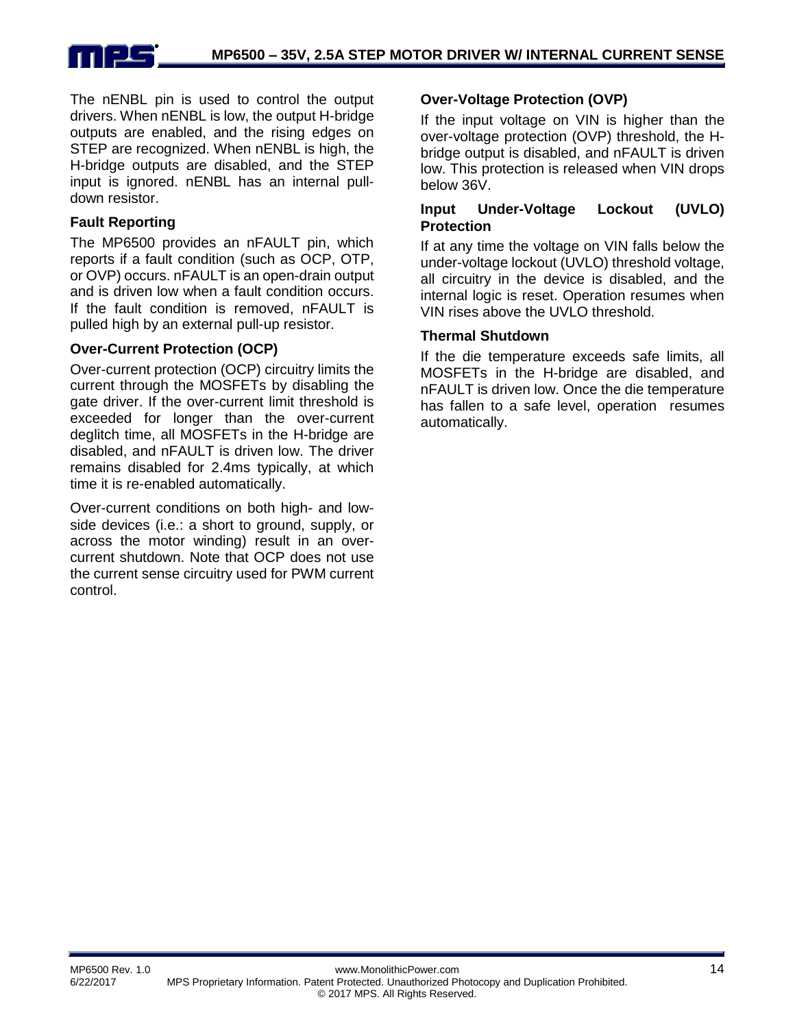The nENBL pin is used to control the output drivers. When nENBL is low, the output H-bridge outputs are enabled, and the rising edges on STEP are recognized. When nENBL is high, the H-bridge outputs are disabled, and the STEP input is ignored. nENBL has an internal pull-down resistor.

### Fault Reporting

The MP6500 provides an nFAULT pin, which reports if a fault condition (such as OCP, OTP, or OVP) occurs. nFAULT is an open-drain output and is driven low when a fault condition occurs. If the fault condition is removed, nFAULT is pulled high by an external pull-up resistor.

### Over-Current Protection (OCP)

Over-current protection (OCP) circuitry limits the current through the MOSFETs by disabling the gate driver. If the over-current limit threshold is exceeded for longer than the over-current deglitch time, all MOSFETs in the H-bridge are disabled, and nFAULT is driven low. The driver remains disabled for 2.4ms typically, at which time it is re-enabled automatically.

Over-current conditions on both high- and low-side devices (i.e.: a short to ground, supply, or across the motor winding) result in an over-current shutdown. Note that OCP does not use the current sense circuitry used for PWM current control.

### Over-Voltage Protection (OVP)

If the input voltage on VIN is higher than the over-voltage protection (OVP) threshold, the H-bridge output is disabled, and nFAULT is driven low. This protection is released when VIN drops below 36V.

### Input Under-Voltage Lockout (UVLO) Protection

If at any time the voltage on VIN falls below the under-voltage lockout (UVLO) threshold voltage, all circuitry in the device is disabled, and the internal logic is reset. Operation resumes when VIN rises above the UVLO threshold.

### Thermal Shutdown

If the die temperature exceeds safe limits, all MOSFETs in the H-bridge are disabled, and nFAULT is driven low. Once the die temperature has fallen to a safe level, operation resumes automatically.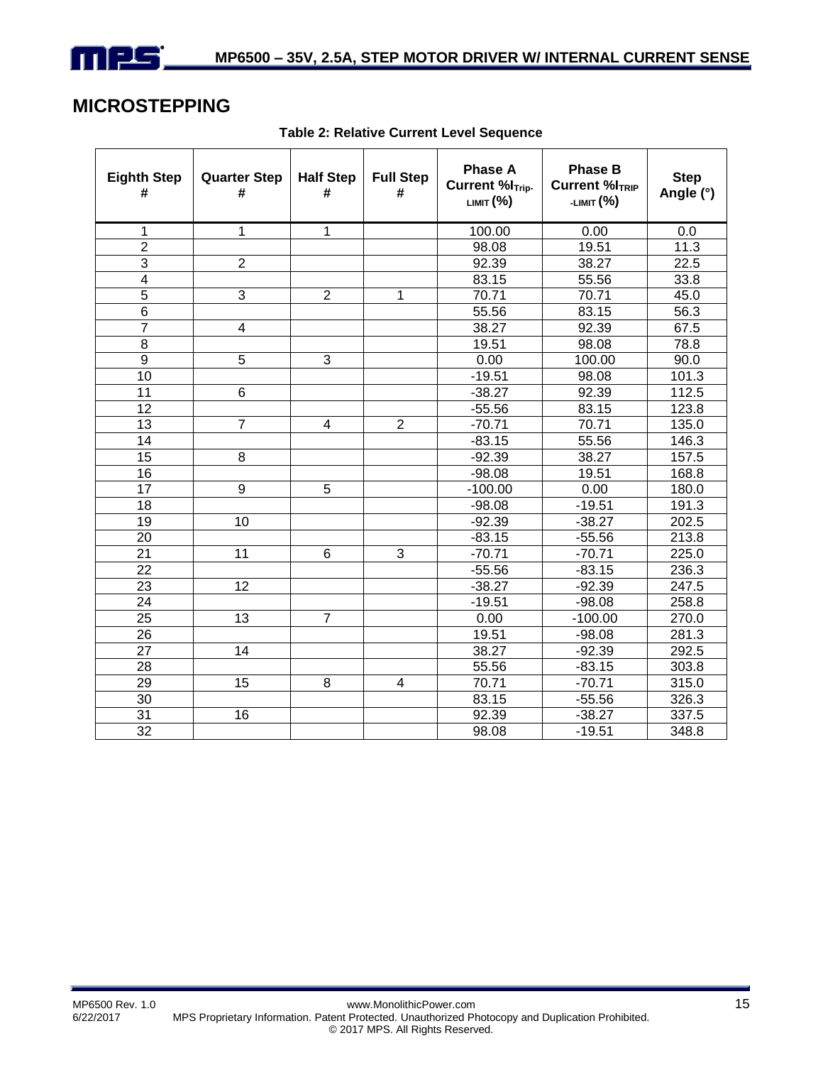## MICROSTEPPING

**Table 2: Relative Current Level Sequence**

| Eighth Step # | Quarter Step # | Half Step # | Full Step # | Phase A Current $\%I_{Trip-LIMIT}$ (%) | Phase B Current $\%I_{TRIP-LIMIT}$ (%) | Step Angle (°) |
|---|---|---|---|---|---|---|
| 1 | 1 | 1 | | 100.00 | 0.00 | 0.0 |
| 2 | | | | 98.08 | 19.51 | 11.3 |
| 3 | 2 | | | 92.39 | 38.27 | 22.5 |
| 4 | | | | 83.15 | 55.56 | 33.8 |
| 5 | 3 | 2 | 1 | 70.71 | 70.71 | 45.0 |
| 6 | | | | 55.56 | 83.15 | 56.3 |
| 7 | 4 | | | 38.27 | 92.39 | 67.5 |
| 8 | | | | 19.51 | 98.08 | 78.8 |
| 9 | 5 | 3 | | 0.00 | 100.00 | 90.0 |
| 10 | | | | -19.51 | 98.08 | 101.3 |
| 11 | 6 | | | -38.27 | 92.39 | 112.5 |
| 12 | | | | -55.56 | 83.15 | 123.8 |
| 13 | 7 | 4 | 2 | -70.71 | 70.71 | 135.0 |
| 14 | | | | -83.15 | 55.56 | 146.3 |
| 15 | 8 | | | -92.39 | 38.27 | 157.5 |
| 16 | | | | -98.08 | 19.51 | 168.8 |
| 17 | 9 | 5 | | -100.00 | 0.00 | 180.0 |
| 18 | | | | -98.08 | -19.51 | 191.3 |
| 19 | 10 | | | -92.39 | -38.27 | 202.5 |
| 20 | | | | -83.15 | -55.56 | 213.8 |
| 21 | 11 | 6 | 3 | -70.71 | -70.71 | 225.0 |
| 22 | | | | -55.56 | -83.15 | 236.3 |
| 23 | 12 | | | -38.27 | -92.39 | 247.5 |
| 24 | | | | -19.51 | -98.08 | 258.8 |
| 25 | 13 | 7 | | 0.00 | -100.00 | 270.0 |
| 26 | | | | 19.51 | -98.08 | 281.3 |
| 27 | 14 | | | 38.27 | -92.39 | 292.5 |
| 28 | | | | 55.56 | -83.15 | 303.8 |
| 29 | 15 | 8 | 4 | 70.71 | -70.71 | 315.0 |
| 30 | | | | 83.15 | -55.56 | 326.3 |
| 31 | 16 | | | 92.39 | -38.27 | 337.5 |
| 32 | | | | 98.08 | -19.51 | 348.8 |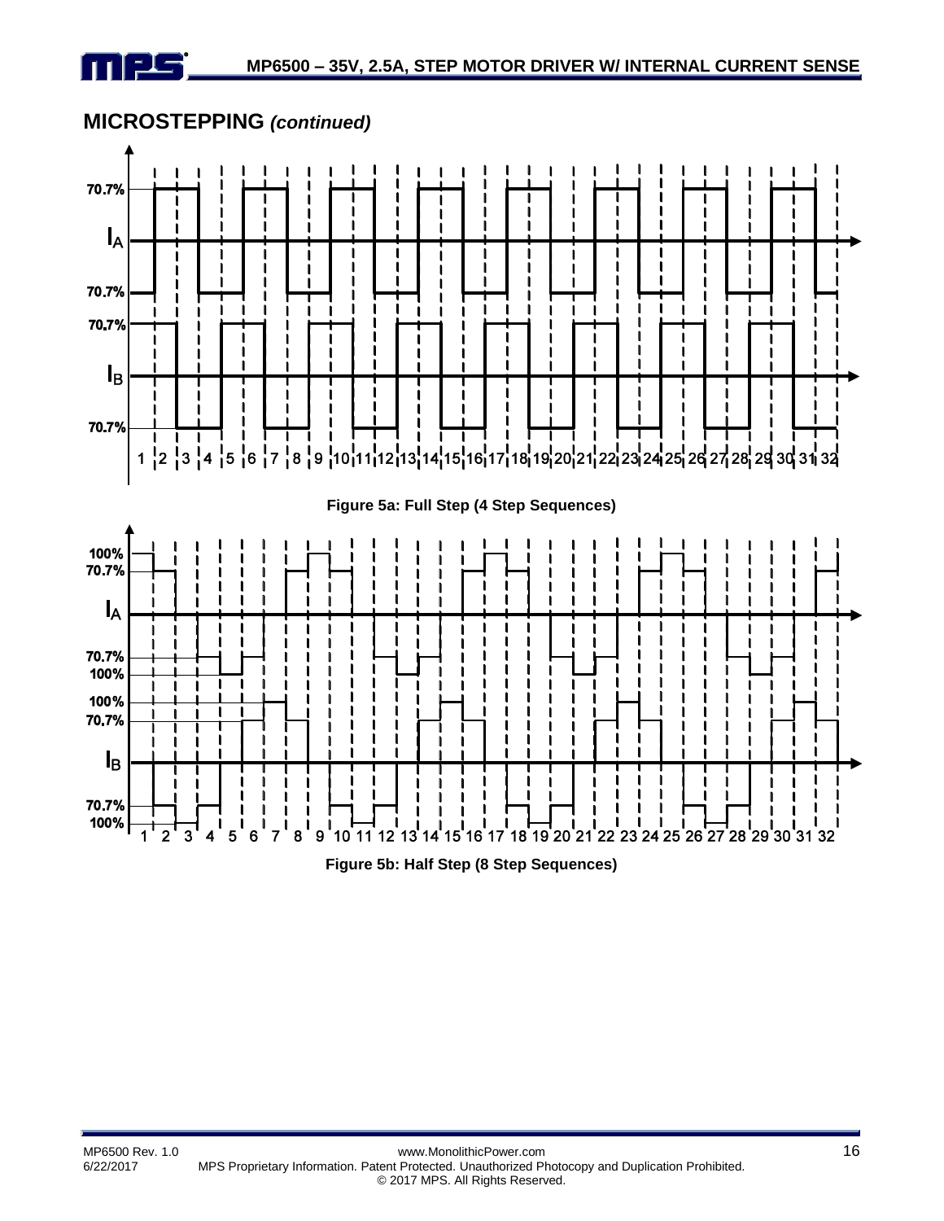## MICROSTEPPING *(continued)*

Figure 5a: Full Step (4 Step Sequences)

Figure 5b: Half Step (8 Step Sequences)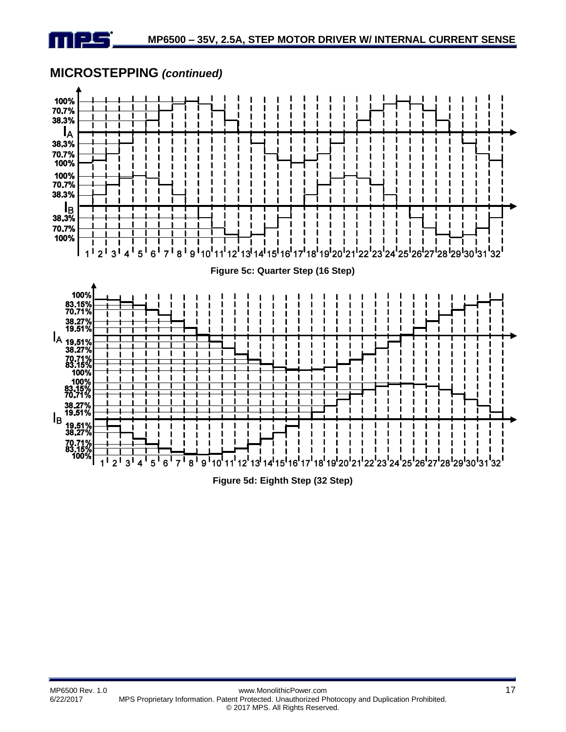## MICROSTEPPING *(continued)*

Figure 5c: Quarter Step (16 Step)

Figure 5d: Eighth Step (32 Step)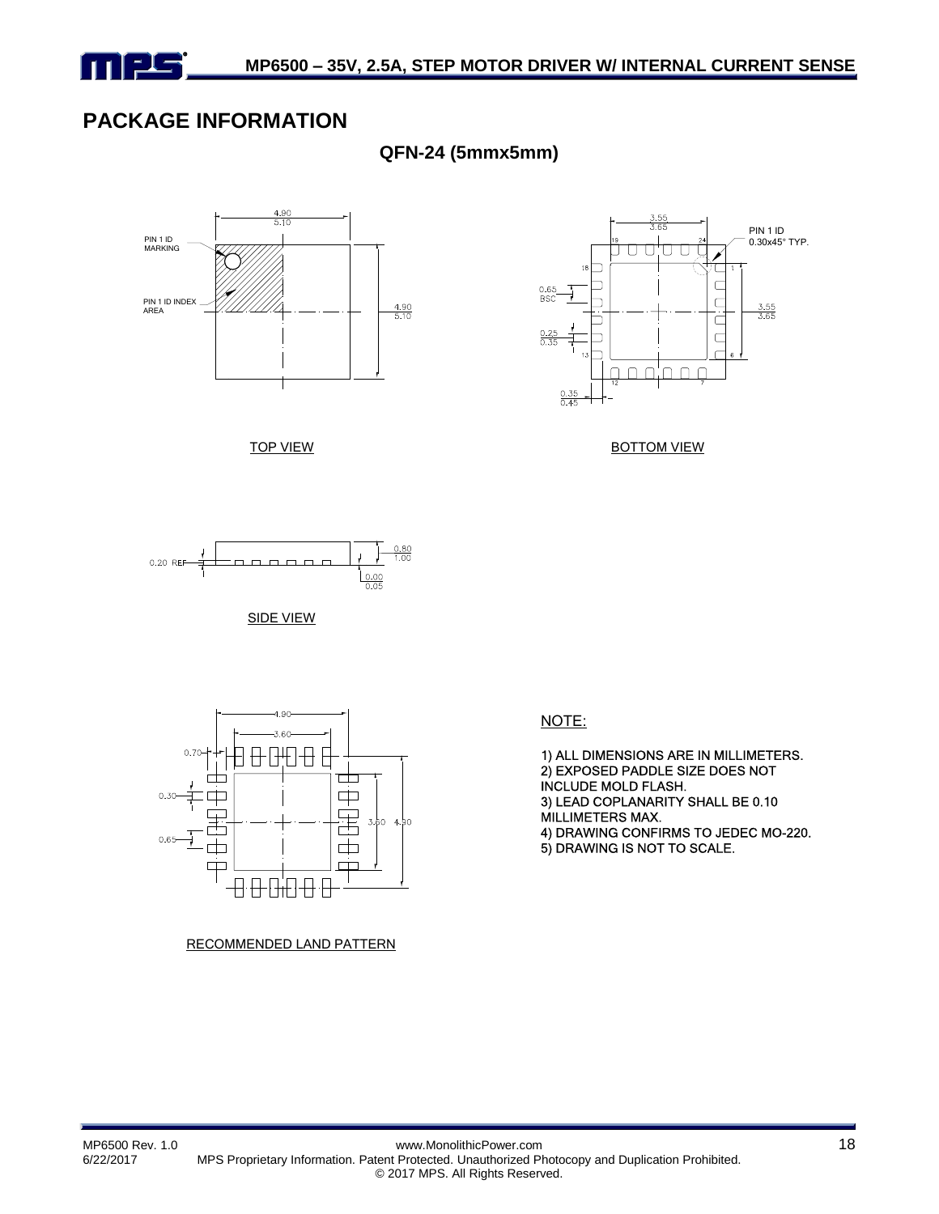## PACKAGE INFORMATION

### QFN-24 (5mmx5mm)

PIN 1 ID MARKING

PIN 1 ID INDEX AREA

4.90
5.10

TOP VIEW

3.55
3.65

PIN 1 ID
0.30x45° TYP.

0.65 BSC

0.25
0.35

0.35
0.45

BOTTOM VIEW

0.20 REF

0.80
1.00

0.00
0.05

SIDE VIEW

4.90

3.60

0.70

0.30

0.65

RECOMMENDED LAND PATTERN

NOTE:

1) ALL DIMENSIONS ARE IN MILLIMETERS.
2) EXPOSED PADDLE SIZE DOES NOT INCLUDE MOLD FLASH.
3) LEAD COPLANARITY SHALL BE 0.10 MILLIMETERS MAX.
4) DRAWING CONFIRMS TO JEDEC MO-220.
5) DRAWING IS NOT TO SCALE.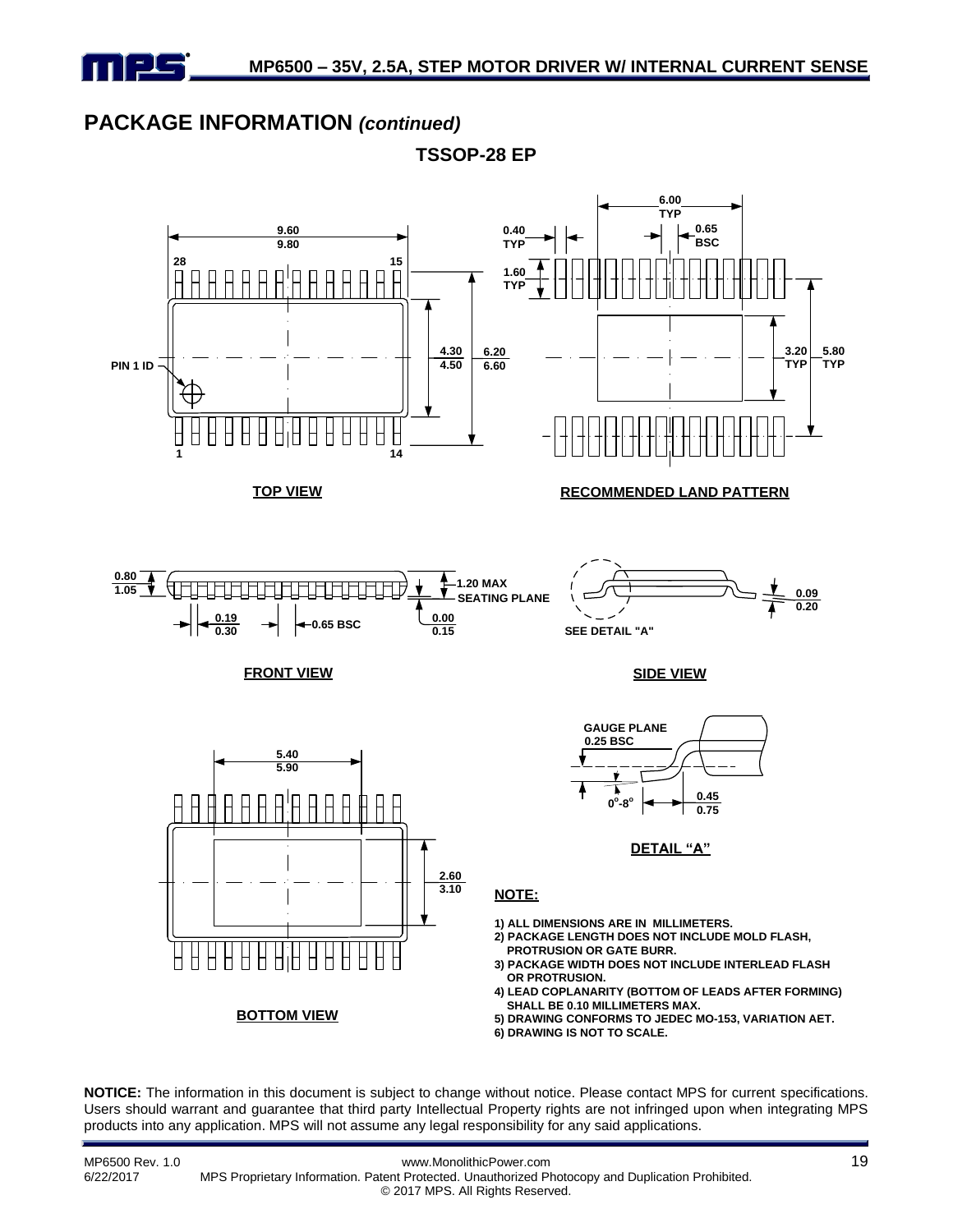## PACKAGE INFORMATION *(continued)*

### TSSOP-28 EP

9.60
9.80
28
15
PIN 1 ID
1
14
4.30
4.50
6.20
6.60

**TOP VIEW**

6.00
TYP
0.40
TYP
0.65
BSC
1.60
TYP
3.20
TYP
5.80
TYP

**RECOMMENDED LAND PATTERN**

0.80
1.05
1.20 MAX
SEATING PLANE
0.19
0.30
0.65 BSC
0.00
0.15

**FRONT VIEW**

0.09
0.20
SEE DETAIL "A"

**SIDE VIEW**

5.40
5.90
2.60
3.10

**BOTTOM VIEW**

GAUGE PLANE
0.25 BSC
0°-8°
0.45
0.75

**DETAIL "A"**

**NOTE:**

1) ALL DIMENSIONS ARE IN MILLIMETERS.
2) PACKAGE LENGTH DOES NOT INCLUDE MOLD FLASH, PROTRUSION OR GATE BURR.
3) PACKAGE WIDTH DOES NOT INCLUDE INTERLEAD FLASH OR PROTRUSION.
4) LEAD COPLANARITY (BOTTOM OF LEADS AFTER FORMING) SHALL BE 0.10 MILLIMETERS MAX.
5) DRAWING CONFORMS TO JEDEC MO-153, VARIATION AET.
6) DRAWING IS NOT TO SCALE.

**NOTICE:** The information in this document is subject to change without notice. Please contact MPS for current specifications. Users should warrant and guarantee that third party Intellectual Property rights are not infringed upon when integrating MPS products into any application. MPS will not assume any legal responsibility for any said applications.